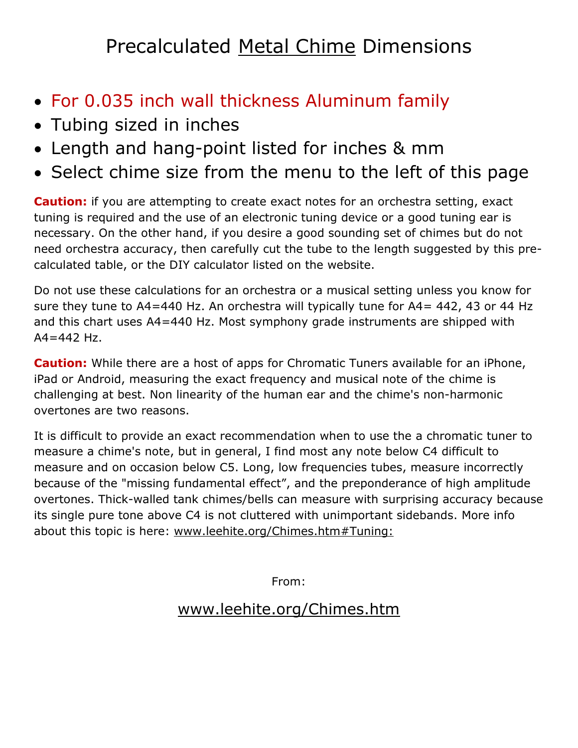# Precalculated Metal Chime Dimensions

- For 0.035 inch wall thickness Aluminum family
- Tubing sized in inches
- Length and hang-point listed for inches & mm
- Select chime size from the menu to the left of this page

**Caution:** if you are attempting to create exact notes for an orchestra setting, exact tuning is required and the use of an electronic tuning device or a good tuning ear is necessary. On the other hand, if you desire a good sounding set of chimes but do not need orchestra accuracy, then carefully cut the tube to the length suggested by this pre-calculated table, or the DIY calculator listed on the website.

Do not use these calculations for an orchestra or a musical setting unless you know for sure they tune to A4=440 Hz. An orchestra will typically tune for A4= 442, 43 or 44 Hz and this chart uses A4=440 Hz. Most symphony grade instruments are shipped with A4=442 Hz.

**Caution:** While there are a host of apps for Chromatic Tuners available for an iPhone, iPad or Android, measuring the exact frequency and musical note of the chime is challenging at best. Non linearity of the human ear and the chime's non-harmonic overtones are two reasons.

It is difficult to provide an exact recommendation when to use the a chromatic tuner to measure a chime's note, but in general, I find most any note below C4 difficult to measure and on occasion below C5. Long, low frequencies tubes, measure incorrectly because of the "missing fundamental effect", and the preponderance of high amplitude overtones. Thick-walled tank chimes/bells can measure with surprising accuracy because its single pure tone above C4 is not cluttered with unimportant sidebands. More info about this topic is here: www.leehite.org/Chimes.htm#Tuning:

From:

www.leehite.org/Chimes.htm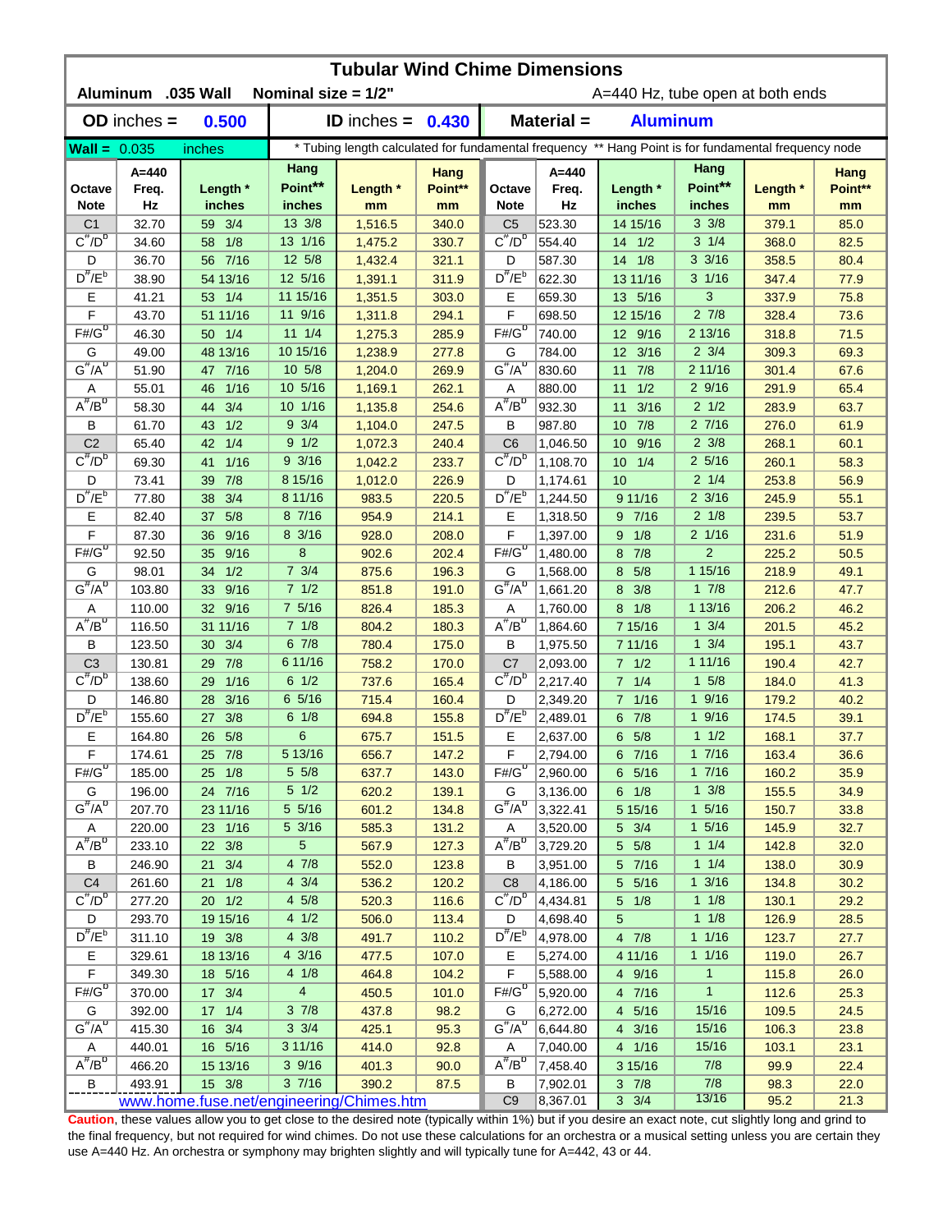# Tubular Wind Chime Dimensions

**Aluminum .035 Wall** **Nominal size = 1/2"** A=440 Hz, tube open at both ends

**OD inches = 0.500** **ID inches = 0.430** **Material = Aluminum**

**Wall =** 0.035 inches * Tubing length calculated for fundamental frequency ** Hang Point is for fundamental frequency node

| Octave Note | A=440 Freq. Hz | Length * inches | Hang Point** inches | Length * mm | Hang Point** mm | Octave Note | A=440 Freq. Hz | Length * inches | Hang Point** inches | Length * mm | Hang Point** mm |
|---|---|---|---|---|---|---|---|---|---|---|---|
| C1 | 32.70 | 59 3/4 | 13 3/8 | 1,516.5 | 340.0 | C5 | 523.30 | 14 15/16 | 3 3/8 | 379.1 | 85.0 |
| $C^{\#}/D^{b}$ | 34.60 | 58 1/8 | 13 1/16 | 1,475.2 | 330.7 | $C^{\#}/D^{b}$ | 554.40 | 14 1/2 | 3 1/4 | 368.0 | 82.5 |
| D | 36.70 | 56 7/16 | 12 5/8 | 1,432.4 | 321.1 | D | 587.30 | 14 1/8 | 3 3/16 | 358.5 | 80.4 |
| $D^{\#}/E^{b}$ | 38.90 | 54 13/16 | 12 5/16 | 1,391.1 | 311.9 | $D^{\#}/E^{b}$ | 622.30 | 13 11/16 | 3 1/16 | 347.4 | 77.9 |
| E | 41.21 | 53 1/4 | 11 15/16 | 1,351.5 | 303.0 | E | 659.30 | 13 5/16 | 3 | 337.9 | 75.8 |
| F | 43.70 | 51 11/16 | 11 9/16 | 1,311.8 | 294.1 | F | 698.50 | 12 15/16 | 2 7/8 | 328.4 | 73.6 |
| F#/$G^{b}$ | 46.30 | 50 1/4 | 11 1/4 | 1,275.3 | 285.9 | F#/$G^{b}$ | 740.00 | 12 9/16 | 2 13/16 | 318.8 | 71.5 |
| G | 49.00 | 48 13/16 | 10 15/16 | 1,238.9 | 277.8 | G | 784.00 | 12 3/16 | 2 3/4 | 309.3 | 69.3 |
| $G^{\#}/A^{b}$ | 51.90 | 47 7/16 | 10 5/8 | 1,204.0 | 269.9 | $G^{\#}/A^{b}$ | 830.60 | 11 7/8 | 2 11/16 | 301.4 | 67.6 |
| A | 55.01 | 46 1/16 | 10 5/16 | 1,169.1 | 262.1 | A | 880.00 | 11 1/2 | 2 9/16 | 291.9 | 65.4 |
| $A^{\#}/B^{b}$ | 58.30 | 44 3/4 | 10 1/16 | 1,135.8 | 254.6 | $A^{\#}/B^{b}$ | 932.30 | 11 3/16 | 2 1/2 | 283.9 | 63.7 |
| B | 61.70 | 43 1/2 | 9 3/4 | 1,104.0 | 247.5 | B | 987.80 | 10 7/8 | 2 7/16 | 276.0 | 61.9 |
| C2 | 65.40 | 42 1/4 | 9 1/2 | 1,072.3 | 240.4 | C6 | 1,046.50 | 10 9/16 | 2 3/8 | 268.1 | 60.1 |
| $C^{\#}/D^{b}$ | 69.30 | 41 1/16 | 9 3/16 | 1,042.2 | 233.7 | $C^{\#}/D^{b}$ | 1,108.70 | 10 1/4 | 2 5/16 | 260.1 | 58.3 |
| D | 73.41 | 39 7/8 | 8 15/16 | 1,012.0 | 226.9 | D | 1,174.61 | 10 | 2 1/4 | 253.8 | 56.9 |
| $D^{\#}/E^{b}$ | 77.80 | 38 3/4 | 8 11/16 | 983.5 | 220.5 | $D^{\#}/E^{b}$ | 1,244.50 | 9 11/16 | 2 3/16 | 245.9 | 55.1 |
| E | 82.40 | 37 5/8 | 8 7/16 | 954.9 | 214.1 | E | 1,318.50 | 9 7/16 | 2 1/8 | 239.5 | 53.7 |
| F | 87.30 | 36 9/16 | 8 3/16 | 928.0 | 208.0 | F | 1,397.00 | 9 1/8 | 2 1/16 | 231.6 | 51.9 |
| F#/$G^{b}$ | 92.50 | 35 9/16 | 8 | 902.6 | 202.4 | F#/$G^{b}$ | 1,480.00 | 8 7/8 | 2 | 225.2 | 50.5 |
| G | 98.01 | 34 1/2 | 7 3/4 | 875.6 | 196.3 | G | 1,568.00 | 8 5/8 | 1 15/16 | 218.9 | 49.1 |
| $G^{\#}/A^{b}$ | 103.80 | 33 9/16 | 7 1/2 | 851.8 | 191.0 | $G^{\#}/A^{b}$ | 1,661.20 | 8 3/8 | 1 7/8 | 212.6 | 47.7 |
| A | 110.00 | 32 9/16 | 7 5/16 | 826.4 | 185.3 | A | 1,760.00 | 8 1/8 | 1 13/16 | 206.2 | 46.2 |
| $A^{\#}/B^{b}$ | 116.50 | 31 11/16 | 7 1/8 | 804.2 | 180.3 | $A^{\#}/B^{b}$ | 1,864.60 | 7 15/16 | 1 3/4 | 201.5 | 45.2 |
| B | 123.50 | 30 3/4 | 6 7/8 | 780.4 | 175.0 | B | 1,975.50 | 7 11/16 | 1 3/4 | 195.1 | 43.7 |
| C3 | 130.81 | 29 7/8 | 6 11/16 | 758.2 | 170.0 | C7 | 2,093.00 | 7 1/2 | 1 11/16 | 190.4 | 42.7 |
| $C^{\#}/D^{b}$ | 138.60 | 29 1/16 | 6 1/2 | 737.6 | 165.4 | $C^{\#}/D^{b}$ | 2,217.40 | 7 1/4 | 1 5/8 | 184.0 | 41.3 |
| D | 146.80 | 28 3/16 | 6 5/16 | 715.4 | 160.4 | D | 2,349.20 | 7 1/16 | 1 9/16 | 179.2 | 40.2 |
| $D^{\#}/E^{b}$ | 155.60 | 27 3/8 | 6 1/8 | 694.8 | 155.8 | $D^{\#}/E^{b}$ | 2,489.01 | 6 7/8 | 1 9/16 | 174.5 | 39.1 |
| E | 164.80 | 26 5/8 | 6 | 675.7 | 151.5 | E | 2,637.00 | 6 5/8 | 1 1/2 | 168.1 | 37.7 |
| F | 174.61 | 25 7/8 | 5 13/16 | 656.7 | 147.2 | F | 2,794.00 | 6 7/16 | 1 7/16 | 163.4 | 36.6 |
| F#/$G^{b}$ | 185.00 | 25 1/8 | 5 5/8 | 637.7 | 143.0 | F#/$G^{b}$ | 2,960.00 | 6 5/16 | 1 7/16 | 160.2 | 35.9 |
| G | 196.00 | 24 7/16 | 5 1/2 | 620.2 | 139.1 | G | 3,136.00 | 6 1/8 | 1 3/8 | 155.5 | 34.9 |
| $G^{\#}/A^{b}$ | 207.70 | 23 11/16 | 5 5/16 | 601.2 | 134.8 | $G^{\#}/A^{b}$ | 3,322.41 | 5 15/16 | 1 5/16 | 150.7 | 33.8 |
| A | 220.00 | 23 1/16 | 5 3/16 | 585.3 | 131.2 | A | 3,520.00 | 5 3/4 | 1 5/16 | 145.9 | 32.7 |
| $A^{\#}/B^{b}$ | 233.10 | 22 3/8 | 5 | 567.9 | 127.3 | $A^{\#}/B^{b}$ | 3,729.20 | 5 5/8 | 1 1/4 | 142.8 | 32.0 |
| B | 246.90 | 21 3/4 | 4 7/8 | 552.0 | 123.8 | B | 3,951.00 | 5 7/16 | 1 1/4 | 138.0 | 30.9 |
| C4 | 261.60 | 21 1/8 | 4 3/4 | 536.2 | 120.2 | C8 | 4,186.00 | 5 5/16 | 1 3/16 | 134.8 | 30.2 |
| $C^{\#}/D^{b}$ | 277.20 | 20 1/2 | 4 5/8 | 520.3 | 116.6 | $C^{\#}/D^{b}$ | 4,434.81 | 5 1/8 | 1 1/8 | 130.1 | 29.2 |
| D | 293.70 | 19 15/16 | 4 1/2 | 506.0 | 113.4 | D | 4,698.40 | 5 | 1 1/8 | 126.9 | 28.5 |
| $D^{\#}/E^{b}$ | 311.10 | 19 3/8 | 4 3/8 | 491.7 | 110.2 | $D^{\#}/E^{b}$ | 4,978.00 | 4 7/8 | 1 1/16 | 123.7 | 27.7 |
| E | 329.61 | 18 13/16 | 4 3/16 | 477.5 | 107.0 | E | 5,274.00 | 4 11/16 | 1 1/16 | 119.0 | 26.7 |
| F | 349.30 | 18 5/16 | 4 1/8 | 464.8 | 104.2 | F | 5,588.00 | 4 9/16 | 1 | 115.8 | 26.0 |
| F#/$G^{b}$ | 370.00 | 17 3/4 | 4 | 450.5 | 101.0 | F#/$G^{b}$ | 5,920.00 | 4 7/16 | 1 | 112.6 | 25.3 |
| G | 392.00 | 17 1/4 | 3 7/8 | 437.8 | 98.2 | G | 6,272.00 | 4 5/16 | 15/16 | 109.5 | 24.5 |
| $G^{\#}/A^{b}$ | 415.30 | 16 3/4 | 3 3/4 | 425.1 | 95.3 | $G^{\#}/A^{b}$ | 6,644.80 | 4 3/16 | 15/16 | 106.3 | 23.8 |
| A | 440.01 | 16 5/16 | 3 11/16 | 414.0 | 92.8 | A | 7,040.00 | 4 1/16 | 15/16 | 103.1 | 23.1 |
| $A^{\#}/B^{b}$ | 466.20 | 15 13/16 | 3 9/16 | 401.3 | 90.0 | $A^{\#}/B^{b}$ | 7,458.40 | 3 15/16 | 7/8 | 99.9 | 22.4 |
| B | 493.91 | 15 3/8 | 3 7/16 | 390.2 | 87.5 | B | 7,902.01 | 3 7/8 | 7/8 | 98.3 | 22.0 |
| | | | | | | C9 | 8,367.01 | 3 3/4 | 13/16 | 95.2 | 21.3 |

www.home.fuse.net/engineering/Chimes.htm

**Caution**, these values allow you to get close to the desired note (typically within 1%) but if you desire an exact note, cut slightly long and grind to the final frequency, but not required for wind chimes. Do not use these calculations for an orchestra or a musical setting unless you are certain they use A=440 Hz. An orchestra or symphony may brighten slightly and will typically tune for A=442, 43 or 44.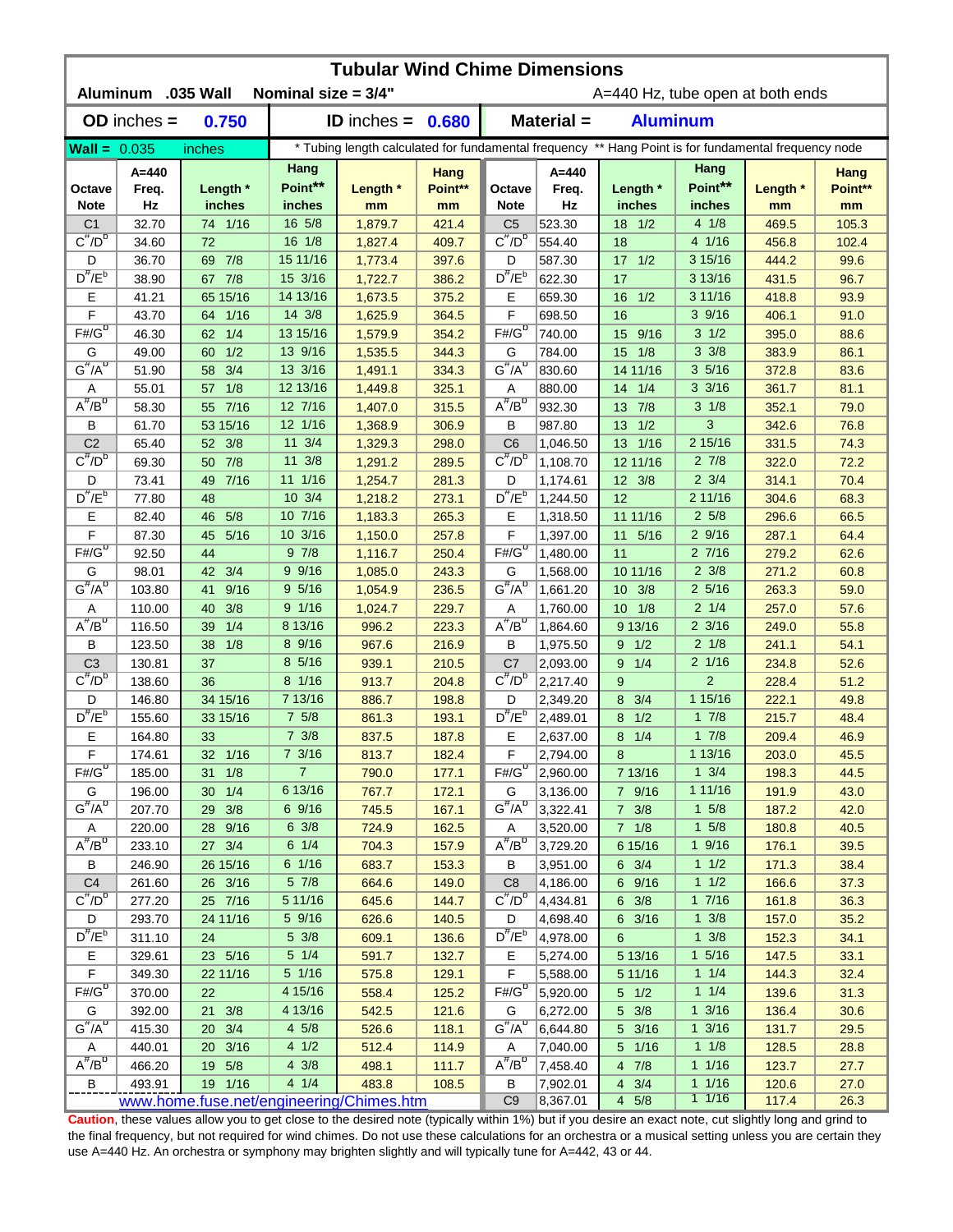# Tubular Wind Chime Dimensions

**Aluminum .035 Wall** **Nominal size = 3/4"** A=440 Hz, tube open at both ends

**OD inches = 0.750** **ID inches = 0.680** **Material = Aluminum**

**Wall =** 0.035 inches

\* Tubing length calculated for fundamental frequency ** Hang Point is for fundamental frequency node

| Octave Note | A=440 Freq. Hz | Length * inches | Hang Point** inches | Length * mm | Hang Point** mm | Octave Note | A=440 Freq. Hz | Length * inches | Hang Point** inches | Length * mm | Hang Point** mm |
|---|---|---|---|---|---|---|---|---|---|---|---|
| C1 | 32.70 | 74 1/16 | 16 5/8 | 1,879.7 | 421.4 | C5 | 523.30 | 18 1/2 | 4 1/8 | 469.5 | 105.3 |
| C#/Db | 34.60 | 72 | 16 1/8 | 1,827.4 | 409.7 | C#/Db | 554.40 | 18 | 4 1/16 | 456.8 | 102.4 |
| D | 36.70 | 69 7/8 | 15 11/16 | 1,773.4 | 397.6 | D | 587.30 | 17 1/2 | 3 15/16 | 444.2 | 99.6 |
| D#/Eb | 38.90 | 67 7/8 | 15 3/16 | 1,722.7 | 386.2 | D#/Eb | 622.30 | 17 | 3 13/16 | 431.5 | 96.7 |
| E | 41.21 | 65 15/16 | 14 13/16 | 1,673.5 | 375.2 | E | 659.30 | 16 1/2 | 3 11/16 | 418.8 | 93.9 |
| F | 43.70 | 64 1/16 | 14 3/8 | 1,625.9 | 364.5 | F | 698.50 | 16 | 3 9/16 | 406.1 | 91.0 |
| F#/Gb | 46.30 | 62 1/4 | 13 15/16 | 1,579.9 | 354.2 | F#/Gb | 740.00 | 15 9/16 | 3 1/2 | 395.0 | 88.6 |
| G | 49.00 | 60 1/2 | 13 9/16 | 1,535.5 | 344.3 | G | 784.00 | 15 1/8 | 3 3/8 | 383.9 | 86.1 |
| G#/Ab | 51.90 | 58 3/4 | 13 3/16 | 1,491.1 | 334.3 | G#/Ab | 830.60 | 14 11/16 | 3 5/16 | 372.8 | 83.6 |
| A | 55.01 | 57 1/8 | 12 13/16 | 1,449.8 | 325.1 | A | 880.00 | 14 1/4 | 3 3/16 | 361.7 | 81.1 |
| A#/Bb | 58.30 | 55 7/16 | 12 7/16 | 1,407.0 | 315.5 | A#/Bb | 932.30 | 13 7/8 | 3 1/8 | 352.1 | 79.0 |
| B | 61.70 | 53 15/16 | 12 1/16 | 1,368.9 | 306.9 | B | 987.80 | 13 1/2 | 3 | 342.6 | 76.8 |
| C2 | 65.40 | 52 3/8 | 11 3/4 | 1,329.3 | 298.0 | C6 | 1,046.50 | 13 1/16 | 2 15/16 | 331.5 | 74.3 |
| C#/Db | 69.30 | 50 7/8 | 11 3/8 | 1,291.2 | 289.5 | C#/Db | 1,108.70 | 12 11/16 | 2 7/8 | 322.0 | 72.2 |
| D | 73.41 | 49 7/16 | 11 1/16 | 1,254.7 | 281.3 | D | 1,174.61 | 12 3/8 | 2 3/4 | 314.1 | 70.4 |
| D#/Eb | 77.80 | 48 | 10 3/4 | 1,218.2 | 273.1 | D#/Eb | 1,244.50 | 12 | 2 11/16 | 304.6 | 68.3 |
| E | 82.40 | 46 5/8 | 10 7/16 | 1,183.3 | 265.3 | E | 1,318.50 | 11 11/16 | 2 5/8 | 296.6 | 66.5 |
| F | 87.30 | 45 5/16 | 10 3/16 | 1,150.0 | 257.8 | F | 1,397.00 | 11 5/16 | 2 9/16 | 287.1 | 64.4 |
| F#/Gb | 92.50 | 44 | 9 7/8 | 1,116.7 | 250.4 | F#/Gb | 1,480.00 | 11 | 2 7/16 | 279.2 | 62.6 |
| G | 98.01 | 42 3/4 | 9 9/16 | 1,085.0 | 243.3 | G | 1,568.00 | 10 11/16 | 2 3/8 | 271.2 | 60.8 |
| G#/Ab | 103.80 | 41 9/16 | 9 5/16 | 1,054.9 | 236.5 | G#/Ab | 1,661.20 | 10 3/8 | 2 5/16 | 263.3 | 59.0 |
| A | 110.00 | 40 3/8 | 9 1/16 | 1,024.7 | 229.7 | A | 1,760.00 | 10 1/8 | 2 1/4 | 257.0 | 57.6 |
| A#/Bb | 116.50 | 39 1/4 | 8 13/16 | 996.2 | 223.3 | A#/Bb | 1,864.60 | 9 13/16 | 2 3/16 | 249.0 | 55.8 |
| B | 123.50 | 38 1/8 | 8 9/16 | 967.6 | 216.9 | B | 1,975.50 | 9 1/2 | 2 1/8 | 241.1 | 54.1 |
| C3 | 130.81 | 37 | 8 5/16 | 939.1 | 210.5 | C7 | 2,093.00 | 9 1/4 | 2 1/16 | 234.8 | 52.6 |
| C#/Db | 138.60 | 36 | 8 1/16 | 913.7 | 204.8 | C#/Db | 2,217.40 | 9 | 2 | 228.4 | 51.2 |
| D | 146.80 | 34 15/16 | 7 13/16 | 886.7 | 198.8 | D | 2,349.20 | 8 3/4 | 1 15/16 | 222.1 | 49.8 |
| D#/Eb | 155.60 | 33 15/16 | 7 5/8 | 861.3 | 193.1 | D#/Eb | 2,489.01 | 8 1/2 | 1 7/8 | 215.7 | 48.4 |
| E | 164.80 | 33 | 7 3/8 | 837.5 | 187.8 | E | 2,637.00 | 8 1/4 | 1 7/8 | 209.4 | 46.9 |
| F | 174.61 | 32 1/16 | 7 3/16 | 813.7 | 182.4 | F | 2,794.00 | 8 | 1 13/16 | 203.0 | 45.5 |
| F#/Gb | 185.00 | 31 1/8 | 7 | 790.0 | 177.1 | F#/Gb | 2,960.00 | 7 13/16 | 1 3/4 | 198.3 | 44.5 |
| G | 196.00 | 30 1/4 | 6 13/16 | 767.7 | 172.1 | G | 3,136.00 | 7 9/16 | 1 11/16 | 191.9 | 43.0 |
| G#/Ab | 207.70 | 29 3/8 | 6 9/16 | 745.5 | 167.1 | G#/Ab | 3,322.41 | 7 3/8 | 1 5/8 | 187.2 | 42.0 |
| A | 220.00 | 28 9/16 | 6 3/8 | 724.9 | 162.5 | A | 3,520.00 | 7 1/8 | 1 5/8 | 180.8 | 40.5 |
| A#/Bb | 233.10 | 27 3/4 | 6 1/4 | 704.3 | 157.9 | A#/Bb | 3,729.20 | 6 15/16 | 1 9/16 | 176.1 | 39.5 |
| B | 246.90 | 26 15/16 | 6 1/16 | 683.7 | 153.3 | B | 3,951.00 | 6 3/4 | 1 1/2 | 171.3 | 38.4 |
| C4 | 261.60 | 26 3/16 | 5 7/8 | 664.6 | 149.0 | C8 | 4,186.00 | 6 9/16 | 1 1/2 | 166.6 | 37.3 |
| C#/Db | 277.20 | 25 7/16 | 5 11/16 | 645.6 | 144.7 | C#/Db | 4,434.81 | 6 3/8 | 1 7/16 | 161.8 | 36.3 |
| D | 293.70 | 24 11/16 | 5 9/16 | 626.6 | 140.5 | D | 4,698.40 | 6 3/16 | 1 3/8 | 157.0 | 35.2 |
| D#/Eb | 311.10 | 24 | 5 3/8 | 609.1 | 136.6 | D#/Eb | 4,978.00 | 6 | 1 3/8 | 152.3 | 34.1 |
| E | 329.61 | 23 5/16 | 5 1/4 | 591.7 | 132.7 | E | 5,274.00 | 5 13/16 | 1 5/16 | 147.5 | 33.1 |
| F | 349.30 | 22 11/16 | 5 1/16 | 575.8 | 129.1 | F | 5,588.00 | 5 11/16 | 1 1/4 | 144.3 | 32.4 |
| F#/Gb | 370.00 | 22 | 4 15/16 | 558.4 | 125.2 | F#/Gb | 5,920.00 | 5 1/2 | 1 1/4 | 139.6 | 31.3 |
| G | 392.00 | 21 3/8 | 4 13/16 | 542.5 | 121.6 | G | 6,272.00 | 5 3/8 | 1 3/16 | 136.4 | 30.6 |
| G#/Ab | 415.30 | 20 3/4 | 4 5/8 | 526.6 | 118.1 | G#/Ab | 6,644.80 | 5 3/16 | 1 3/16 | 131.7 | 29.5 |
| A | 440.01 | 20 3/16 | 4 1/2 | 512.4 | 114.9 | A | 7,040.00 | 5 1/16 | 1 1/8 | 128.5 | 28.8 |
| A#/Bb | 466.20 | 19 5/8 | 4 3/8 | 498.1 | 111.7 | A#/Bb | 7,458.40 | 4 7/8 | 1 1/16 | 123.7 | 27.7 |
| B | 493.91 | 19 1/16 | 4 1/4 | 483.8 | 108.5 | B | 7,902.01 | 4 3/4 | 1 1/16 | 120.6 | 27.0 |
| | | | | | | C9 | 8,367.01 | 4 5/8 | 1 1/16 | 117.4 | 26.3 |

www.home.fuse.net/engineering/Chimes.htm

**Caution**, these values allow you to get close to the desired note (typically within 1%) but if you desire an exact note, cut slightly long and grind to the final frequency, but not required for wind chimes. Do not use these calculations for an orchestra or a musical setting unless you are certain they use A=440 Hz. An orchestra or symphony may brighten slightly and will typically tune for A=442, 43 or 44.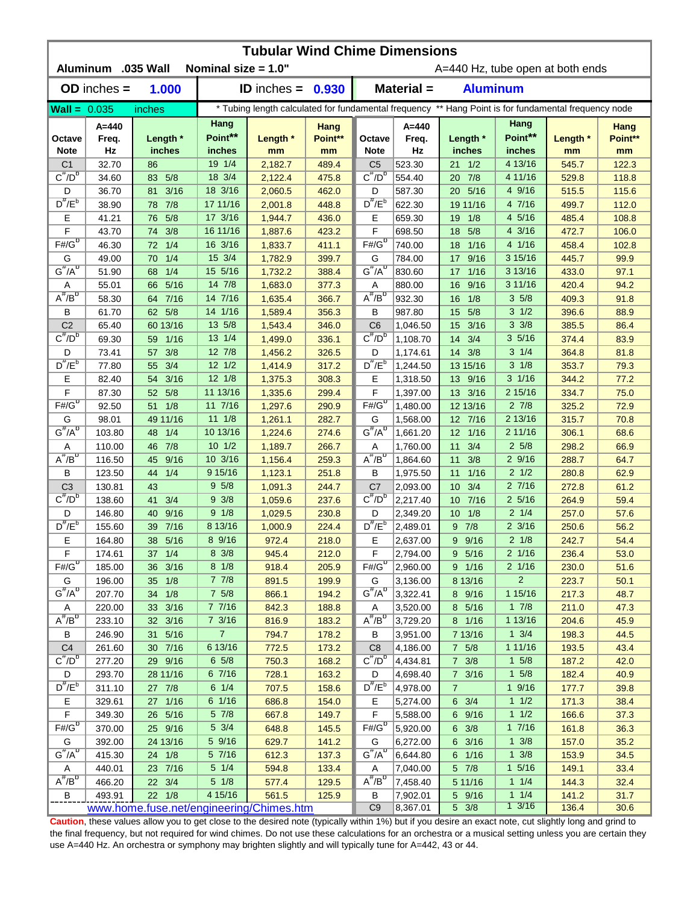# Tubular Wind Chime Dimensions

**Aluminum .035 Wall** **Nominal size = 1.0"** A=440 Hz, tube open at both ends

**OD inches = 1.000** **ID inches = 0.930** **Material = Aluminum**

**Wall = 0.035 inches** * Tubing length calculated for fundamental frequency ** Hang Point is for fundamental frequency node

| Octave Note | A=440 Freq. Hz | Length * inches | Hang Point** inches | Length * mm | Hang Point** mm | Octave Note | A=440 Freq. Hz | Length * inches | Hang Point** inches | Length * mm | Hang Point** mm |
|---|---|---|---|---|---|---|---|---|---|---|---|
| C1 | 32.70 | 86 | 19 1/4 | 2,182.7 | 489.4 | C5 | 523.30 | 21 1/2 | 4 13/16 | 545.7 | 122.3 |
| $C^{\#}/D^{b}$ | 34.60 | 83 5/8 | 18 3/4 | 2,122.4 | 475.8 | $C^{\#}/D^{b}$ | 554.40 | 20 7/8 | 4 11/16 | 529.8 | 118.8 |
| D | 36.70 | 81 3/16 | 18 3/16 | 2,060.5 | 462.0 | D | 587.30 | 20 5/16 | 4 9/16 | 515.5 | 115.6 |
| $D^{\#}/E^{b}$ | 38.90 | 78 7/8 | 17 11/16 | 2,001.8 | 448.8 | $D^{\#}/E^{b}$ | 622.30 | 19 11/16 | 4 7/16 | 499.7 | 112.0 |
| E | 41.21 | 76 5/8 | 17 3/16 | 1,944.7 | 436.0 | E | 659.30 | 19 1/8 | 4 5/16 | 485.4 | 108.8 |
| F | 43.70 | 74 3/8 | 16 11/16 | 1,887.6 | 423.2 | F | 698.50 | 18 5/8 | 4 3/16 | 472.7 | 106.0 |
| F#/$G^{b}$ | 46.30 | 72 1/4 | 16 3/16 | 1,833.7 | 411.1 | F#/$G^{b}$ | 740.00 | 18 1/16 | 4 1/16 | 458.4 | 102.8 |
| G | 49.00 | 70 1/4 | 15 3/4 | 1,782.9 | 399.7 | G | 784.00 | 17 9/16 | 3 15/16 | 445.7 | 99.9 |
| $G^{\#}/A^{b}$ | 51.90 | 68 1/4 | 15 5/16 | 1,732.2 | 388.4 | $G^{\#}/A^{b}$ | 830.60 | 17 1/16 | 3 13/16 | 433.0 | 97.1 |
| A | 55.01 | 66 5/16 | 14 7/8 | 1,683.0 | 377.3 | A | 880.00 | 16 9/16 | 3 11/16 | 420.4 | 94.2 |
| $A^{\#}/B^{b}$ | 58.30 | 64 7/16 | 14 7/16 | 1,635.4 | 366.7 | $A^{\#}/B^{b}$ | 932.30 | 16 1/8 | 3 5/8 | 409.3 | 91.8 |
| B | 61.70 | 62 5/8 | 14 1/16 | 1,589.4 | 356.3 | B | 987.80 | 15 5/8 | 3 1/2 | 396.6 | 88.9 |
| C2 | 65.40 | 60 13/16 | 13 5/8 | 1,543.4 | 346.0 | C6 | 1,046.50 | 15 3/16 | 3 3/8 | 385.5 | 86.4 |
| $C^{\#}/D^{b}$ | 69.30 | 59 1/16 | 13 1/4 | 1,499.0 | 336.1 | $C^{\#}/D^{b}$ | 1,108.70 | 14 3/4 | 3 5/16 | 374.4 | 83.9 |
| D | 73.41 | 57 3/8 | 12 7/8 | 1,456.2 | 326.5 | D | 1,174.61 | 14 3/8 | 3 1/4 | 364.8 | 81.8 |
| $D^{\#}/E^{b}$ | 77.80 | 55 3/4 | 12 1/2 | 1,414.9 | 317.2 | $D^{\#}/E^{b}$ | 1,244.50 | 13 15/16 | 3 1/8 | 353.7 | 79.3 |
| E | 82.40 | 54 3/16 | 12 1/8 | 1,375.3 | 308.3 | E | 1,318.50 | 13 9/16 | 3 1/16 | 344.2 | 77.2 |
| F | 87.30 | 52 5/8 | 11 13/16 | 1,335.6 | 299.4 | F | 1,397.00 | 13 3/16 | 2 15/16 | 334.7 | 75.0 |
| F#/$G^{b}$ | 92.50 | 51 1/8 | 11 7/16 | 1,297.6 | 290.9 | F#/$G^{b}$ | 1,480.00 | 12 13/16 | 2 7/8 | 325.2 | 72.9 |
| G | 98.01 | 49 11/16 | 11 1/8 | 1,261.1 | 282.7 | G | 1,568.00 | 12 7/16 | 2 13/16 | 315.7 | 70.8 |
| $G^{\#}/A^{b}$ | 103.80 | 48 1/4 | 10 13/16 | 1,224.6 | 274.6 | $G^{\#}/A^{b}$ | 1,661.20 | 12 1/16 | 2 11/16 | 306.1 | 68.6 |
| A | 110.00 | 46 7/8 | 10 1/2 | 1,189.7 | 266.7 | A | 1,760.00 | 11 3/4 | 2 5/8 | 298.2 | 66.9 |
| $A^{\#}/B^{b}$ | 116.50 | 45 9/16 | 10 3/16 | 1,156.4 | 259.3 | $A^{\#}/B^{b}$ | 1,864.60 | 11 3/8 | 2 9/16 | 288.7 | 64.7 |
| B | 123.50 | 44 1/4 | 9 15/16 | 1,123.1 | 251.8 | B | 1,975.50 | 11 1/16 | 2 1/2 | 280.8 | 62.9 |
| C3 | 130.81 | 43 | 9 5/8 | 1,091.3 | 244.7 | C7 | 2,093.00 | 10 3/4 | 2 7/16 | 272.8 | 61.2 |
| $C^{\#}/D^{b}$ | 138.60 | 41 3/4 | 9 3/8 | 1,059.6 | 237.6 | $C^{\#}/D^{b}$ | 2,217.40 | 10 7/16 | 2 5/16 | 264.9 | 59.4 |
| D | 146.80 | 40 9/16 | 9 1/8 | 1,029.5 | 230.8 | D | 2,349.20 | 10 1/8 | 2 1/4 | 257.0 | 57.6 |
| $D^{\#}/E^{b}$ | 155.60 | 39 7/16 | 8 13/16 | 1,000.9 | 224.4 | $D^{\#}/E^{b}$ | 2,489.01 | 9 7/8 | 2 3/16 | 250.6 | 56.2 |
| E | 164.80 | 38 5/16 | 8 9/16 | 972.4 | 218.0 | E | 2,637.00 | 9 9/16 | 2 1/8 | 242.7 | 54.4 |
| F | 174.61 | 37 1/4 | 8 3/8 | 945.4 | 212.0 | F | 2,794.00 | 9 5/16 | 2 1/16 | 236.4 | 53.0 |
| F#/$G^{b}$ | 185.00 | 36 3/16 | 8 1/8 | 918.4 | 205.9 | F#/$G^{b}$ | 2,960.00 | 9 1/16 | 2 1/16 | 230.0 | 51.6 |
| G | 196.00 | 35 1/8 | 7 7/8 | 891.5 | 199.9 | G | 3,136.00 | 8 13/16 | 2 | 223.7 | 50.1 |
| $G^{\#}/A^{b}$ | 207.70 | 34 1/8 | 7 5/8 | 866.1 | 194.2 | $G^{\#}/A^{b}$ | 3,322.41 | 8 9/16 | 1 15/16 | 217.3 | 48.7 |
| A | 220.00 | 33 3/16 | 7 7/16 | 842.3 | 188.8 | A | 3,520.00 | 8 5/16 | 1 7/8 | 211.0 | 47.3 |
| $A^{\#}/B^{b}$ | 233.10 | 32 3/16 | 7 3/16 | 816.9 | 183.2 | $A^{\#}/B^{b}$ | 3,729.20 | 8 1/16 | 1 13/16 | 204.6 | 45.9 |
| B | 246.90 | 31 5/16 | 7 | 794.7 | 178.2 | B | 3,951.00 | 7 13/16 | 1 3/4 | 198.3 | 44.5 |
| C4 | 261.60 | 30 7/16 | 6 13/16 | 772.5 | 173.2 | C8 | 4,186.00 | 7 5/8 | 1 11/16 | 193.5 | 43.4 |
| $C^{\#}/D^{b}$ | 277.20 | 29 9/16 | 6 5/8 | 750.3 | 168.2 | $C^{\#}/D^{b}$ | 4,434.81 | 7 3/8 | 1 5/8 | 187.2 | 42.0 |
| D | 293.70 | 28 11/16 | 6 7/16 | 728.1 | 163.2 | D | 4,698.40 | 7 3/16 | 1 5/8 | 182.4 | 40.9 |
| $D^{\#}/E^{b}$ | 311.10 | 27 7/8 | 6 1/4 | 707.5 | 158.6 | $D^{\#}/E^{b}$ | 4,978.00 | 7 | 1 9/16 | 177.7 | 39.8 |
| E | 329.61 | 27 1/16 | 6 1/16 | 686.8 | 154.0 | E | 5,274.00 | 6 3/4 | 1 1/2 | 171.3 | 38.4 |
| F | 349.30 | 26 5/16 | 5 7/8 | 667.8 | 149.7 | F | 5,588.00 | 6 9/16 | 1 1/2 | 166.6 | 37.3 |
| F#/$G^{b}$ | 370.00 | 25 9/16 | 5 3/4 | 648.8 | 145.5 | F#/$G^{b}$ | 5,920.00 | 6 3/8 | 1 7/16 | 161.8 | 36.3 |
| G | 392.00 | 24 13/16 | 5 9/16 | 629.7 | 141.2 | G | 6,272.00 | 6 3/16 | 1 3/8 | 157.0 | 35.2 |
| $G^{\#}/A^{b}$ | 415.30 | 24 1/8 | 5 7/16 | 612.3 | 137.3 | $G^{\#}/A^{b}$ | 6,644.80 | 6 1/16 | 1 3/8 | 153.9 | 34.5 |
| A | 440.01 | 23 7/16 | 5 1/4 | 594.8 | 133.4 | A | 7,040.00 | 5 7/8 | 1 5/16 | 149.1 | 33.4 |
| $A^{\#}/B^{b}$ | 466.20 | 22 3/4 | 5 1/8 | 577.4 | 129.5 | $A^{\#}/B^{b}$ | 7,458.40 | 5 11/16 | 1 1/4 | 144.3 | 32.4 |
| B | 493.91 | 22 1/8 | 4 15/16 | 561.5 | 125.9 | B | 7,902.01 | 5 9/16 | 1 1/4 | 141.2 | 31.7 |
| | | | | | | C9 | 8,367.01 | 5 3/8 | 1 3/16 | 136.4 | 30.6 |

www.home.fuse.net/engineering/Chimes.htm

**Caution**, these values allow you to get close to the desired note (typically within 1%) but if you desire an exact note, cut slightly long and grind to the final frequency, but not required for wind chimes. Do not use these calculations for an orchestra or a musical setting unless you are certain they use A=440 Hz. An orchestra or symphony may brighten slightly and will typically tune for A=442, 43 or 44.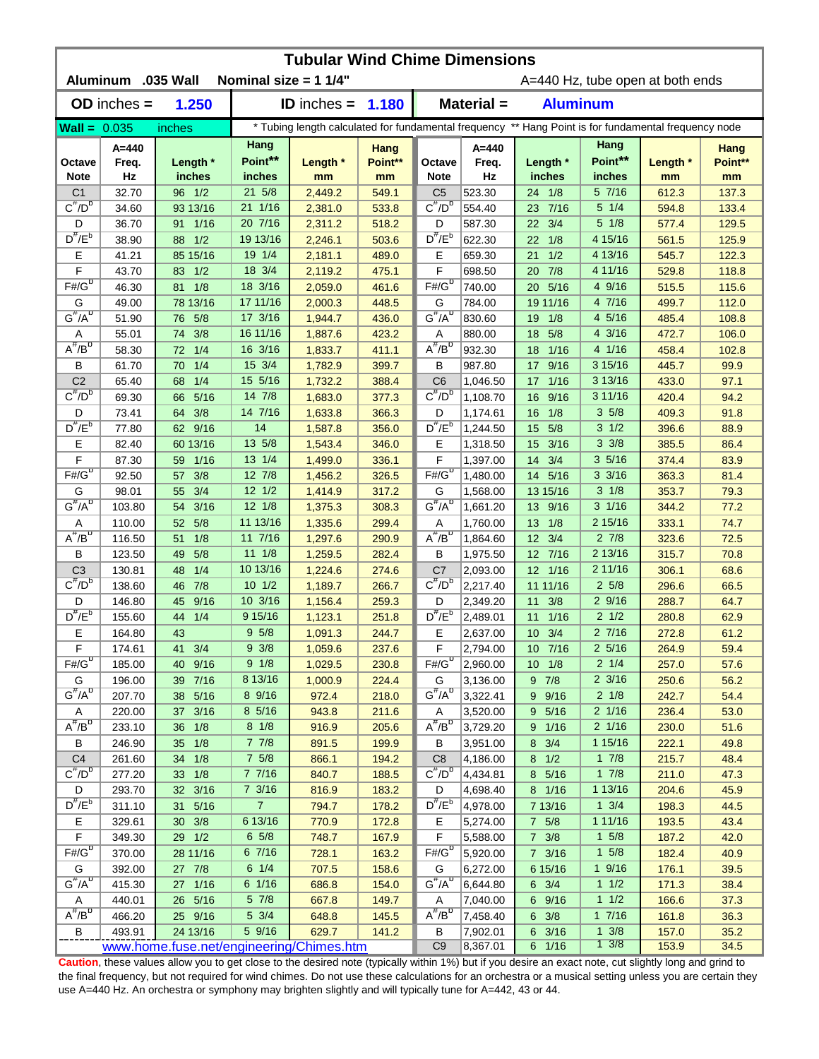# Tubular Wind Chime Dimensions

**Aluminum .035 Wall** **Nominal size = 1 1/4"** A=440 Hz, tube open at both ends

**OD inches = 1.250** **ID inches = 1.180** **Material = Aluminum**

**Wall =** 0.035 inches * Tubing length calculated for fundamental frequency ** Hang Point is for fundamental frequency node

| Octave Note | A=440 Freq. Hz | Length * inches | Hang Point** inches | Length * mm | Hang Point** mm | Octave Note | A=440 Freq. Hz | Length * inches | Hang Point** inches | Length * mm | Hang Point** mm |
|---|---|---|---|---|---|---|---|---|---|---|---|
| C1 | 32.70 | 96 1/2 | 21 5/8 | 2,449.2 | 549.1 | C5 | 523.30 | 24 1/8 | 5 7/16 | 612.3 | 137.3 |
| C#/Db | 34.60 | 93 13/16 | 21 1/16 | 2,381.0 | 533.8 | C#/Db | 554.40 | 23 7/16 | 5 1/4 | 594.8 | 133.4 |
| D | 36.70 | 91 1/16 | 20 7/16 | 2,311.2 | 518.2 | D | 587.30 | 22 3/4 | 5 1/8 | 577.4 | 129.5 |
| D#/Eb | 38.90 | 88 1/2 | 19 13/16 | 2,246.1 | 503.6 | D#/Eb | 622.30 | 22 1/8 | 4 15/16 | 561.5 | 125.9 |
| E | 41.21 | 85 15/16 | 19 1/4 | 2,181.1 | 489.0 | E | 659.30 | 21 1/2 | 4 13/16 | 545.7 | 122.3 |
| F | 43.70 | 83 1/2 | 18 3/4 | 2,119.2 | 475.1 | F | 698.50 | 20 7/8 | 4 11/16 | 529.8 | 118.8 |
| F#/Gb | 46.30 | 81 1/8 | 18 3/16 | 2,059.0 | 461.6 | F#/Gb | 740.00 | 20 5/16 | 4 9/16 | 515.5 | 115.6 |
| G | 49.00 | 78 13/16 | 17 11/16 | 2,000.3 | 448.5 | G | 784.00 | 19 11/16 | 4 7/16 | 499.7 | 112.0 |
| G#/Ab | 51.90 | 76 5/8 | 17 3/16 | 1,944.7 | 436.0 | G#/Ab | 830.60 | 19 1/8 | 4 5/16 | 485.4 | 108.8 |
| A | 55.01 | 74 3/8 | 16 11/16 | 1,887.6 | 423.2 | A | 880.00 | 18 5/8 | 4 3/16 | 472.7 | 106.0 |
| A#/Bb | 58.30 | 72 1/4 | 16 3/16 | 1,833.7 | 411.1 | A#/Bb | 932.30 | 18 1/16 | 4 1/16 | 458.4 | 102.8 |
| B | 61.70 | 70 1/4 | 15 3/4 | 1,782.9 | 399.7 | B | 987.80 | 17 9/16 | 3 15/16 | 445.7 | 99.9 |
| C2 | 65.40 | 68 1/4 | 15 5/16 | 1,732.2 | 388.4 | C6 | 1,046.50 | 17 1/16 | 3 13/16 | 433.0 | 97.1 |
| C#/Db | 69.30 | 66 5/16 | 14 7/8 | 1,683.0 | 377.3 | C#/Db | 1,108.70 | 16 9/16 | 3 11/16 | 420.4 | 94.2 |
| D | 73.41 | 64 3/8 | 14 7/16 | 1,633.8 | 366.3 | D | 1,174.61 | 16 1/8 | 3 5/8 | 409.3 | 91.8 |
| D#/Eb | 77.80 | 62 9/16 | 14 | 1,587.8 | 356.0 | D#/Eb | 1,244.50 | 15 5/8 | 3 1/2 | 396.6 | 88.9 |
| E | 82.40 | 60 13/16 | 13 5/8 | 1,543.4 | 346.0 | E | 1,318.50 | 15 3/16 | 3 3/8 | 385.5 | 86.4 |
| F | 87.30 | 59 1/16 | 13 1/4 | 1,499.0 | 336.1 | F | 1,397.00 | 14 3/4 | 3 5/16 | 374.4 | 83.9 |
| F#/Gb | 92.50 | 57 3/8 | 12 7/8 | 1,456.2 | 326.5 | F#/Gb | 1,480.00 | 14 5/16 | 3 3/16 | 363.3 | 81.4 |
| G | 98.01 | 55 3/4 | 12 1/2 | 1,414.9 | 317.2 | G | 1,568.00 | 13 15/16 | 3 1/8 | 353.7 | 79.3 |
| G#/Ab | 103.80 | 54 3/16 | 12 1/8 | 1,375.3 | 308.3 | G#/Ab | 1,661.20 | 13 9/16 | 3 1/16 | 344.2 | 77.2 |
| A | 110.00 | 52 5/8 | 11 13/16 | 1,335.6 | 299.4 | A | 1,760.00 | 13 1/8 | 2 15/16 | 333.1 | 74.7 |
| A#/Bb | 116.50 | 51 1/8 | 11 7/16 | 1,297.6 | 290.9 | A#/Bb | 1,864.60 | 12 3/4 | 2 7/8 | 323.6 | 72.5 |
| B | 123.50 | 49 5/8 | 11 1/8 | 1,259.5 | 282.4 | B | 1,975.50 | 12 7/16 | 2 13/16 | 315.7 | 70.8 |
| C3 | 130.81 | 48 1/4 | 10 13/16 | 1,224.6 | 274.6 | C7 | 2,093.00 | 12 1/16 | 2 11/16 | 306.1 | 68.6 |
| C#/Db | 138.60 | 46 7/8 | 10 1/2 | 1,189.7 | 266.7 | C#/Db | 2,217.40 | 11 11/16 | 2 5/8 | 296.6 | 66.5 |
| D | 146.80 | 45 9/16 | 10 3/16 | 1,156.4 | 259.3 | D | 2,349.20 | 11 3/8 | 2 9/16 | 288.7 | 64.7 |
| D#/Eb | 155.60 | 44 1/4 | 9 15/16 | 1,123.1 | 251.8 | D#/Eb | 2,489.01 | 11 1/16 | 2 1/2 | 280.8 | 62.9 |
| E | 164.80 | 43 | 9 5/8 | 1,091.3 | 244.7 | E | 2,637.00 | 10 3/4 | 2 7/16 | 272.8 | 61.2 |
| F | 174.61 | 41 3/4 | 9 3/8 | 1,059.6 | 237.6 | F | 2,794.00 | 10 7/16 | 2 5/16 | 264.9 | 59.4 |
| F#/Gb | 185.00 | 40 9/16 | 9 1/8 | 1,029.5 | 230.8 | F#/Gb | 2,960.00 | 10 1/8 | 2 1/4 | 257.0 | 57.6 |
| G | 196.00 | 39 7/16 | 8 13/16 | 1,000.9 | 224.4 | G | 3,136.00 | 9 7/8 | 2 3/16 | 250.6 | 56.2 |
| G#/Ab | 207.70 | 38 5/16 | 8 9/16 | 972.4 | 218.0 | G#/Ab | 3,322.41 | 9 9/16 | 2 1/8 | 242.7 | 54.4 |
| A | 220.00 | 37 3/16 | 8 5/16 | 943.8 | 211.6 | A | 3,520.00 | 9 5/16 | 2 1/16 | 236.4 | 53.0 |
| A#/Bb | 233.10 | 36 1/8 | 8 1/8 | 916.9 | 205.6 | A#/Bb | 3,729.20 | 9 1/16 | 2 1/16 | 230.0 | 51.6 |
| B | 246.90 | 35 1/8 | 7 7/8 | 891.5 | 199.9 | B | 3,951.00 | 8 3/4 | 1 15/16 | 222.1 | 49.8 |
| C4 | 261.60 | 34 1/8 | 7 5/8 | 866.1 | 194.2 | C8 | 4,186.00 | 8 1/2 | 1 7/8 | 215.7 | 48.4 |
| C#/Db | 277.20 | 33 1/8 | 7 7/16 | 840.7 | 188.5 | C#/Db | 4,434.81 | 8 5/16 | 1 7/8 | 211.0 | 47.3 |
| D | 293.70 | 32 3/16 | 7 3/16 | 816.9 | 183.2 | D | 4,698.40 | 8 1/16 | 1 13/16 | 204.6 | 45.9 |
| D#/Eb | 311.10 | 31 5/16 | 7 | 794.7 | 178.2 | D#/Eb | 4,978.00 | 7 13/16 | 1 3/4 | 198.3 | 44.5 |
| E | 329.61 | 30 3/8 | 6 13/16 | 770.9 | 172.8 | E | 5,274.00 | 7 5/8 | 1 11/16 | 193.5 | 43.4 |
| F | 349.30 | 29 1/2 | 6 5/8 | 748.7 | 167.9 | F | 5,588.00 | 7 3/8 | 1 5/8 | 187.2 | 42.0 |
| F#/Gb | 370.00 | 28 11/16 | 6 7/16 | 728.1 | 163.2 | F#/Gb | 5,920.00 | 7 3/16 | 1 5/8 | 182.4 | 40.9 |
| G | 392.00 | 27 7/8 | 6 1/4 | 707.5 | 158.6 | G | 6,272.00 | 6 15/16 | 1 9/16 | 176.1 | 39.5 |
| G#/Ab | 415.30 | 27 1/16 | 6 1/16 | 686.8 | 154.0 | G#/Ab | 6,644.80 | 6 3/4 | 1 1/2 | 171.3 | 38.4 |
| A | 440.01 | 26 5/16 | 5 7/8 | 667.8 | 149.7 | A | 7,040.00 | 6 9/16 | 1 1/2 | 166.6 | 37.3 |
| A#/Bb | 466.20 | 25 9/16 | 5 3/4 | 648.8 | 145.5 | A#/Bb | 7,458.40 | 6 3/8 | 1 7/16 | 161.8 | 36.3 |
| B | 493.91 | 24 13/16 | 5 9/16 | 629.7 | 141.2 | B | 7,902.01 | 6 3/16 | 1 3/8 | 157.0 | 35.2 |
| | | | | | | C9 | 8,367.01 | 6 1/16 | 1 3/8 | 153.9 | 34.5 |

www.home.fuse.net/engineering/Chimes.htm

**Caution**, these values allow you to get close to the desired note (typically within 1%) but if you desire an exact note, cut slightly long and grind to the final frequency, but not required for wind chimes. Do not use these calculations for an orchestra or a musical setting unless you are certain they use A=440 Hz. An orchestra or symphony may brighten slightly and will typically tune for A=442, 43 or 44.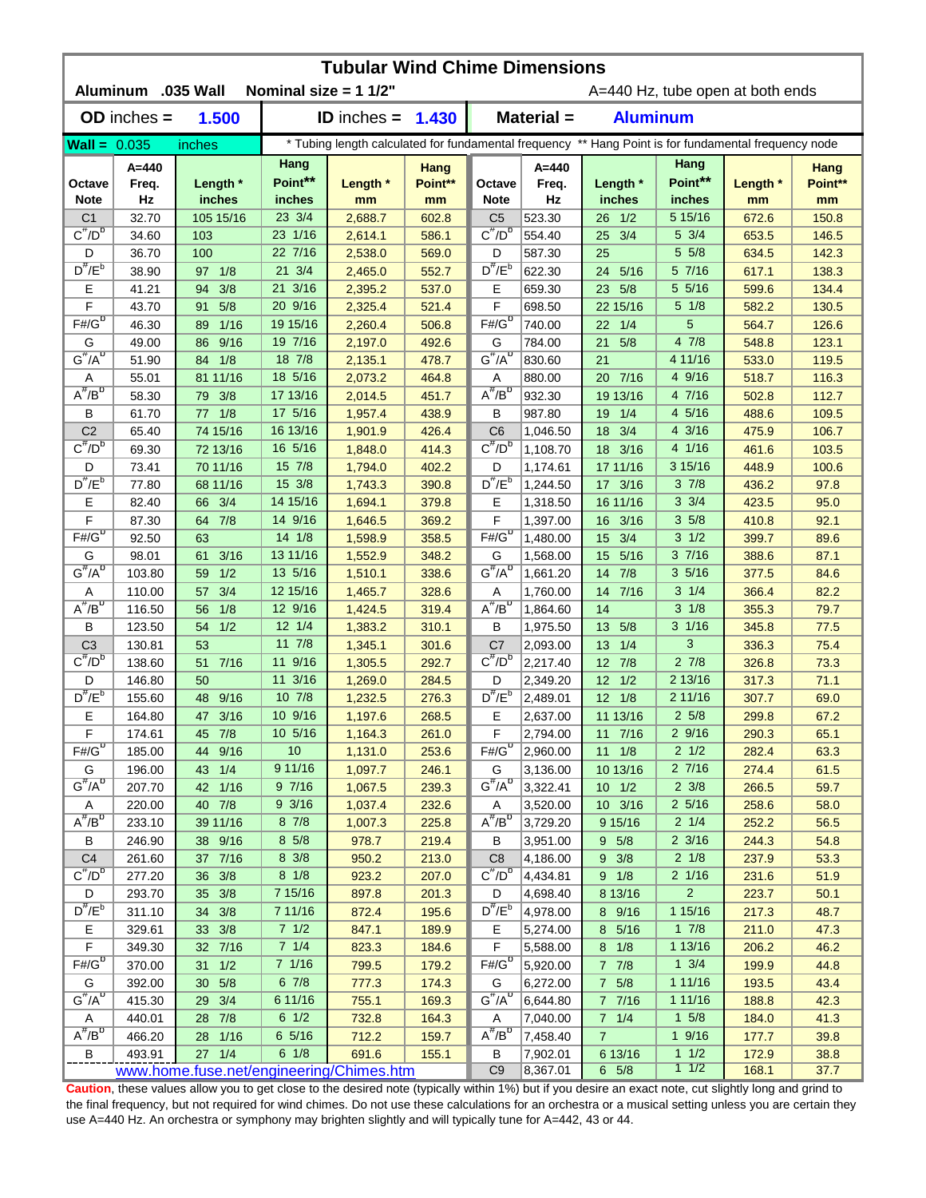# Tubular Wind Chime Dimensions

**Aluminum .035 Wall** **Nominal size = 1 1/2"** A=440 Hz, tube open at both ends

**OD inches = 1.500** **ID inches = 1.430** **Material = Aluminum**

**Wall =** 0.035 inches * Tubing length calculated for fundamental frequency ** Hang Point is for fundamental frequency node

| Octave Note | A=440 Freq. Hz | Length * inches | Hang Point** inches | Length * mm | Hang Point** mm | Octave Note | A=440 Freq. Hz | Length * inches | Hang Point** inches | Length * mm | Hang Point** mm |
|---|---|---|---|---|---|---|---|---|---|---|---|
| C1 | 32.70 | 105 15/16 | 23 3/4 | 2,688.7 | 602.8 | C5 | 523.30 | 26 1/2 | 5 15/16 | 672.6 | 150.8 |
| C#/Db | 34.60 | 103 | 23 1/16 | 2,614.1 | 586.1 | C#/Db | 554.40 | 25 3/4 | 5 3/4 | 653.5 | 146.5 |
| D | 36.70 | 100 | 22 7/16 | 2,538.0 | 569.0 | D | 587.30 | 25 | 5 5/8 | 634.5 | 142.3 |
| D#/Eb | 38.90 | 97 1/8 | 21 3/4 | 2,465.0 | 552.7 | D#/Eb | 622.30 | 24 5/16 | 5 7/16 | 617.1 | 138.3 |
| E | 41.21 | 94 3/8 | 21 3/16 | 2,395.2 | 537.0 | E | 659.30 | 23 5/8 | 5 5/16 | 599.6 | 134.4 |
| F | 43.70 | 91 5/8 | 20 9/16 | 2,325.4 | 521.4 | F | 698.50 | 22 15/16 | 5 1/8 | 582.2 | 130.5 |
| F#/Gb | 46.30 | 89 1/16 | 19 15/16 | 2,260.4 | 506.8 | F#/Gb | 740.00 | 22 1/4 | 5 | 564.7 | 126.6 |
| G | 49.00 | 86 9/16 | 19 7/16 | 2,197.0 | 492.6 | G | 784.00 | 21 5/8 | 4 7/8 | 548.8 | 123.1 |
| G#/Ab | 51.90 | 84 1/8 | 18 7/8 | 2,135.1 | 478.7 | G#/Ab | 830.60 | 21 | 4 11/16 | 533.0 | 119.5 |
| A | 55.01 | 81 11/16 | 18 5/16 | 2,073.2 | 464.8 | A | 880.00 | 20 7/16 | 4 9/16 | 518.7 | 116.3 |
| A#/Bb | 58.30 | 79 3/8 | 17 13/16 | 2,014.5 | 451.7 | A#/Bb | 932.30 | 19 13/16 | 4 7/16 | 502.8 | 112.7 |
| B | 61.70 | 77 1/8 | 17 5/16 | 1,957.4 | 438.9 | B | 987.80 | 19 1/4 | 4 5/16 | 488.6 | 109.5 |
| C2 | 65.40 | 74 15/16 | 16 13/16 | 1,901.9 | 426.4 | C6 | 1,046.50 | 18 3/4 | 4 3/16 | 475.9 | 106.7 |
| C#/Db | 69.30 | 72 13/16 | 16 5/16 | 1,848.0 | 414.3 | C#/Db | 1,108.70 | 18 3/16 | 4 1/16 | 461.6 | 103.5 |
| D | 73.41 | 70 11/16 | 15 7/8 | 1,794.0 | 402.2 | D | 1,174.61 | 17 11/16 | 3 15/16 | 448.9 | 100.6 |
| D#/Eb | 77.80 | 68 11/16 | 15 3/8 | 1,743.3 | 390.8 | D#/Eb | 1,244.50 | 17 3/16 | 3 7/8 | 436.2 | 97.8 |
| E | 82.40 | 66 3/4 | 14 15/16 | 1,694.1 | 379.8 | E | 1,318.50 | 16 11/16 | 3 3/4 | 423.5 | 95.0 |
| F | 87.30 | 64 7/8 | 14 9/16 | 1,646.5 | 369.2 | F | 1,397.00 | 16 3/16 | 3 5/8 | 410.8 | 92.1 |
| F#/Gb | 92.50 | 63 | 14 1/8 | 1,598.9 | 358.5 | F#/Gb | 1,480.00 | 15 3/4 | 3 1/2 | 399.7 | 89.6 |
| G | 98.01 | 61 3/16 | 13 11/16 | 1,552.9 | 348.2 | G | 1,568.00 | 15 5/16 | 3 7/16 | 388.6 | 87.1 |
| G#/Ab | 103.80 | 59 1/2 | 13 5/16 | 1,510.1 | 338.6 | G#/Ab | 1,661.20 | 14 7/8 | 3 5/16 | 377.5 | 84.6 |
| A | 110.00 | 57 3/4 | 12 15/16 | 1,465.7 | 328.6 | A | 1,760.00 | 14 7/16 | 3 1/4 | 366.4 | 82.2 |
| A#/Bb | 116.50 | 56 1/8 | 12 9/16 | 1,424.5 | 319.4 | A#/Bb | 1,864.60 | 14 | 3 1/8 | 355.3 | 79.7 |
| B | 123.50 | 54 1/2 | 12 1/4 | 1,383.2 | 310.1 | B | 1,975.50 | 13 5/8 | 3 1/16 | 345.8 | 77.5 |
| C3 | 130.81 | 53 | 11 7/8 | 1,345.1 | 301.6 | C7 | 2,093.00 | 13 1/4 | 3 | 336.3 | 75.4 |
| C#/Db | 138.60 | 51 7/16 | 11 9/16 | 1,305.5 | 292.7 | C#/Db | 2,217.40 | 12 7/8 | 2 7/8 | 326.8 | 73.3 |
| D | 146.80 | 50 | 11 3/16 | 1,269.0 | 284.5 | D | 2,349.20 | 12 1/2 | 2 13/16 | 317.3 | 71.1 |
| D#/Eb | 155.60 | 48 9/16 | 10 7/8 | 1,232.5 | 276.3 | D#/Eb | 2,489.01 | 12 1/8 | 2 11/16 | 307.7 | 69.0 |
| E | 164.80 | 47 3/16 | 10 9/16 | 1,197.6 | 268.5 | E | 2,637.00 | 11 13/16 | 2 5/8 | 299.8 | 67.2 |
| F | 174.61 | 45 7/8 | 10 5/16 | 1,164.3 | 261.0 | F | 2,794.00 | 11 7/16 | 2 9/16 | 290.3 | 65.1 |
| F#/Gb | 185.00 | 44 9/16 | 10 | 1,131.0 | 253.6 | F#/Gb | 2,960.00 | 11 1/8 | 2 1/2 | 282.4 | 63.3 |
| G | 196.00 | 43 1/4 | 9 11/16 | 1,097.7 | 246.1 | G | 3,136.00 | 10 13/16 | 2 7/16 | 274.4 | 61.5 |
| G#/Ab | 207.70 | 42 1/16 | 9 7/16 | 1,067.5 | 239.3 | G#/Ab | 3,322.41 | 10 1/2 | 2 3/8 | 266.5 | 59.7 |
| A | 220.00 | 40 7/8 | 9 3/16 | 1,037.4 | 232.6 | A | 3,520.00 | 10 3/16 | 2 5/16 | 258.6 | 58.0 |
| A#/Bb | 233.10 | 39 11/16 | 8 7/8 | 1,007.3 | 225.8 | A#/Bb | 3,729.20 | 9 15/16 | 2 1/4 | 252.2 | 56.5 |
| B | 246.90 | 38 9/16 | 8 5/8 | 978.7 | 219.4 | B | 3,951.00 | 9 5/8 | 2 3/16 | 244.3 | 54.8 |
| C4 | 261.60 | 37 7/16 | 8 3/8 | 950.2 | 213.0 | C8 | 4,186.00 | 9 3/8 | 2 1/8 | 237.9 | 53.3 |
| C#/Db | 277.20 | 36 3/8 | 8 1/8 | 923.2 | 207.0 | C#/Db | 4,434.81 | 9 1/8 | 2 1/16 | 231.6 | 51.9 |
| D | 293.70 | 35 3/8 | 7 15/16 | 897.8 | 201.3 | D | 4,698.40 | 8 13/16 | 2 | 223.7 | 50.1 |
| D#/Eb | 311.10 | 34 3/8 | 7 11/16 | 872.4 | 195.6 | D#/Eb | 4,978.00 | 8 9/16 | 1 15/16 | 217.3 | 48.7 |
| E | 329.61 | 33 3/8 | 7 1/2 | 847.1 | 189.9 | E | 5,274.00 | 8 5/16 | 1 7/8 | 211.0 | 47.3 |
| F | 349.30 | 32 7/16 | 7 1/4 | 823.3 | 184.6 | F | 5,588.00 | 8 1/8 | 1 13/16 | 206.2 | 46.2 |
| F#/Gb | 370.00 | 31 1/2 | 7 1/16 | 799.5 | 179.2 | F#/Gb | 5,920.00 | 7 7/8 | 1 3/4 | 199.9 | 44.8 |
| G | 392.00 | 30 5/8 | 6 7/8 | 777.3 | 174.3 | G | 6,272.00 | 7 5/8 | 1 11/16 | 193.5 | 43.4 |
| G#/Ab | 415.30 | 29 3/4 | 6 11/16 | 755.1 | 169.3 | G#/Ab | 6,644.80 | 7 7/16 | 1 11/16 | 188.8 | 42.3 |
| A | 440.01 | 28 7/8 | 6 1/2 | 732.8 | 164.3 | A | 7,040.00 | 7 1/4 | 1 5/8 | 184.0 | 41.3 |
| A#/Bb | 466.20 | 28 1/16 | 6 5/16 | 712.2 | 159.7 | A#/Bb | 7,458.40 | 7 | 1 9/16 | 177.7 | 39.8 |
| B | 493.91 | 27 1/4 | 6 1/8 | 691.6 | 155.1 | B | 7,902.01 | 6 13/16 | 1 1/2 | 172.9 | 38.8 |
| | | | | | | C9 | 8,367.01 | 6 5/8 | 1 1/2 | 168.1 | 37.7 |

www.home.fuse.net/engineering/Chimes.htm

**Caution**, these values allow you to get close to the desired note (typically within 1%) but if you desire an exact note, cut slightly long and grind to the final frequency, but not required for wind chimes. Do not use these calculations for an orchestra or a musical setting unless you are certain they use A=440 Hz. An orchestra or symphony may brighten slightly and will typically tune for A=442, 43 or 44.